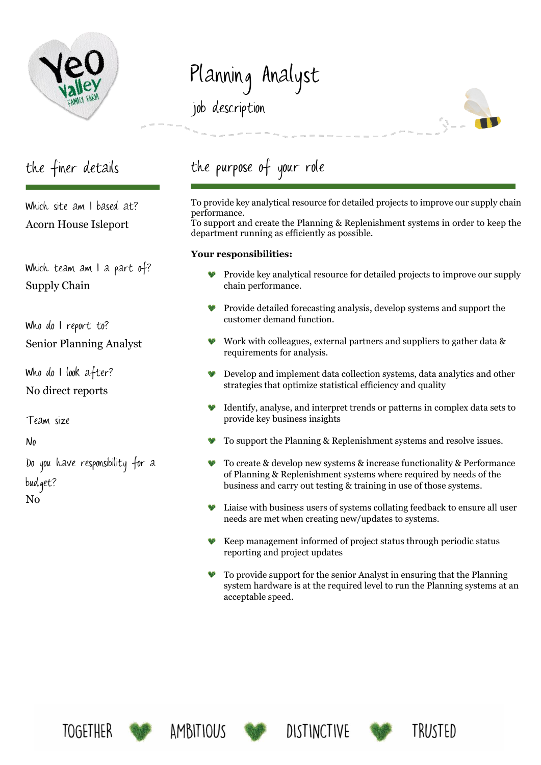# Planning Analyst

## job description

## the finer details

Which site am I based at?

Acorn House Isleport

Which team am I a part of?

Supply Chain

Who do I report to?

Senior Planning Analyst

Who do I look after?

No direct reports

Team size

No

Do you have responsibility for a budget?

No

## the purpose of your role

To provide key analytical resource for detailed projects to improve our supply chain performance.
To support and create the Planning & Replenishment systems in order to keep the department running as efficiently as possible.

**Your responsibilities:**

- Provide key analytical resource for detailed projects to improve our supply chain performance.
- Provide detailed forecasting analysis, develop systems and support the customer demand function.
- Work with colleagues, external partners and suppliers to gather data & requirements for analysis.
- Develop and implement data collection systems, data analytics and other strategies that optimize statistical efficiency and quality
- Identify, analyse, and interpret trends or patterns in complex data sets to provide key business insights
- To support the Planning & Replenishment systems and resolve issues.
- To create & develop new systems & increase functionality & Performance of Planning & Replenishment systems where required by needs of the business and carry out testing & training in use of those systems.
- Liaise with business users of systems collating feedback to ensure all user needs are met when creating new/updates to systems.
- Keep management informed of project status through periodic status reporting and project updates
- To provide support for the senior Analyst in ensuring that the Planning system hardware is at the required level to run the Planning systems at an acceptable speed.

TOGETHER AMBITIOUS DISTINCTIVE TRUSTED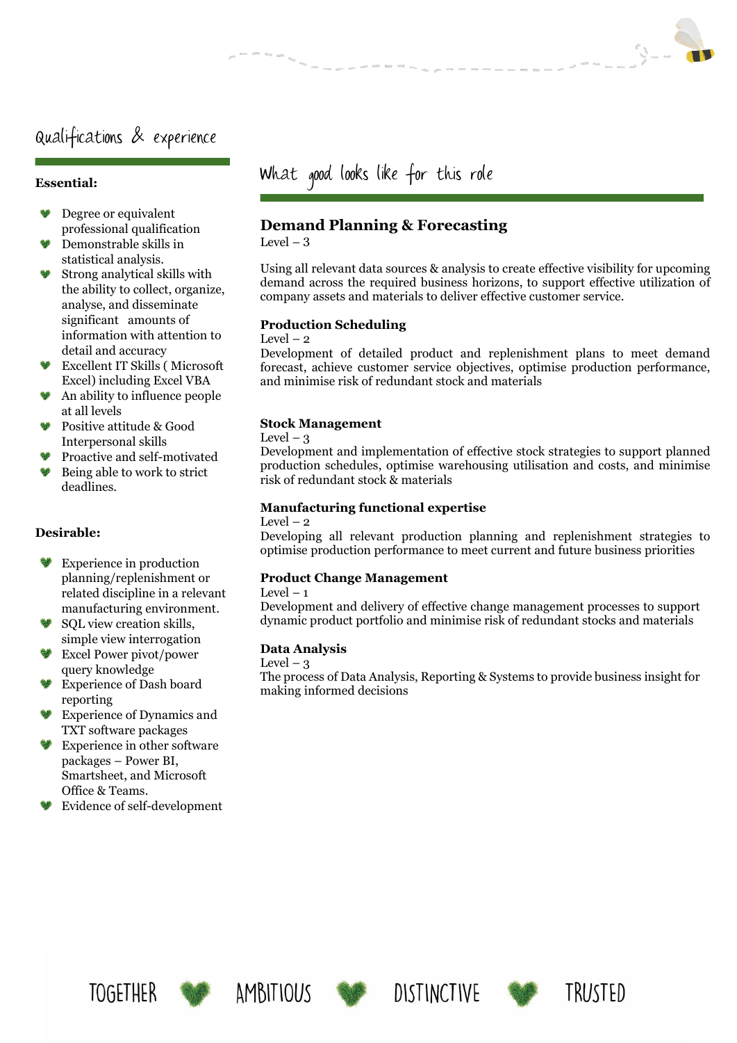## Qualifications & experience

**Essential:**

- Degree or equivalent professional qualification
- Demonstrable skills in statistical analysis.
- Strong analytical skills with the ability to collect, organize, analyse, and disseminate significant amounts of information with attention to detail and accuracy
- Excellent IT Skills ( Microsoft Excel) including Excel VBA
- An ability to influence people at all levels
- Positive attitude & Good Interpersonal skills
- Proactive and self-motivated
- Being able to work to strict deadlines.

**Desirable:**

- Experience in production planning/replenishment or related discipline in a relevant manufacturing environment.
- SQL view creation skills, simple view interrogation
- Excel Power pivot/power query knowledge
- Experience of Dash board reporting
- Experience of Dynamics and TXT software packages
- Experience in other software packages – Power BI, Smartsheet, and Microsoft Office & Teams.
- Evidence of self-development

## What good looks like for this role

### Demand Planning & Forecasting

Level – 3

Using all relevant data sources & analysis to create effective visibility for upcoming demand across the required business horizons, to support effective utilization of company assets and materials to deliver effective customer service.

### Production Scheduling

Level – 2

Development of detailed product and replenishment plans to meet demand forecast, achieve customer service objectives, optimise production performance, and minimise risk of redundant stock and materials

### Stock Management

Level – 3

Development and implementation of effective stock strategies to support planned production schedules, optimise warehousing utilisation and costs, and minimise risk of redundant stock & materials

### Manufacturing functional expertise

Level – 2

Developing all relevant production planning and replenishment strategies to optimise production performance to meet current and future business priorities

### Product Change Management

Level – 1

Development and delivery of effective change management processes to support dynamic product portfolio and minimise risk of redundant stocks and materials

### Data Analysis

Level – 3

The process of Data Analysis, Reporting & Systems to provide business insight for making informed decisions

TOGETHER AMBITIOUS DISTINCTIVE TRUSTED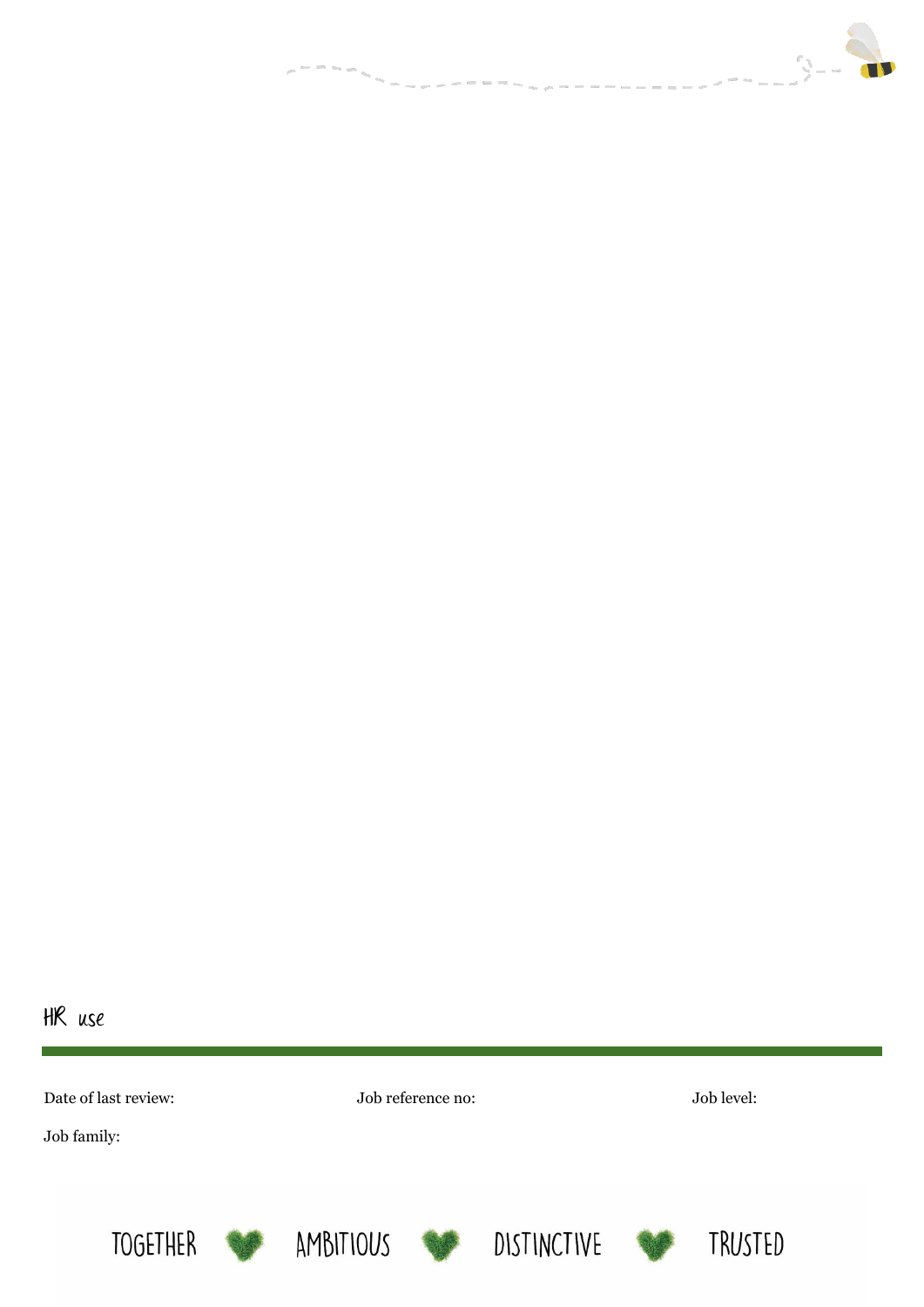## HR use

Date of last review: Job reference no: Job level:

Job family:

TOGETHER AMBITIOUS DISTINCTIVE TRUSTED